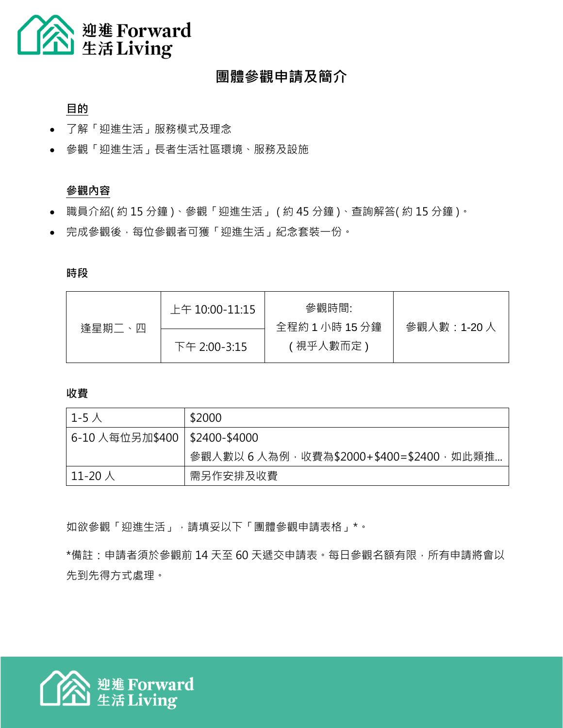迎進 Forward
生活 Living

# 團體參觀申請及簡介

## 目的

- 了解「迎進生活」服務模式及理念
- 參觀「迎進生活」長者生活社區環境、服務及設施

## 參觀內容

- 職員介紹( 約 15 分鐘 )、參觀「迎進生活」( 約 45 分鐘 )、查詢解答( 約 15 分鐘 )。
- 完成參觀後，每位參觀者可獲「迎進生活」紀念套裝一份。

## 時段

| 逢星期二、四 | 上午 10:00-11:15 | 參觀時間:<br>全程約 1 小時 15 分鐘<br>( 視乎人數而定 ) | 參觀人數：1-20 人 |
|---|---|---|---|
| | 下午 2:00-3:15 | | |

## 收費

| 1-5 人 | $2000 |
|---|---|
| 6-10 人每位另加$400 | $2400-$4000<br>參觀人數以 6 人為例，收費為$2000+$400=$2400，如此類推... |
| 11-20 人 | 需另作安排及收費 |

如欲參觀「迎進生活」，請填妥以下「團體參觀申請表格」*。

*備註：申請者須於參觀前 14 天至 60 天遞交申請表。每日參觀名額有限，所有申請將會以先到先得方式處理。

迎進 Forward
生活 Living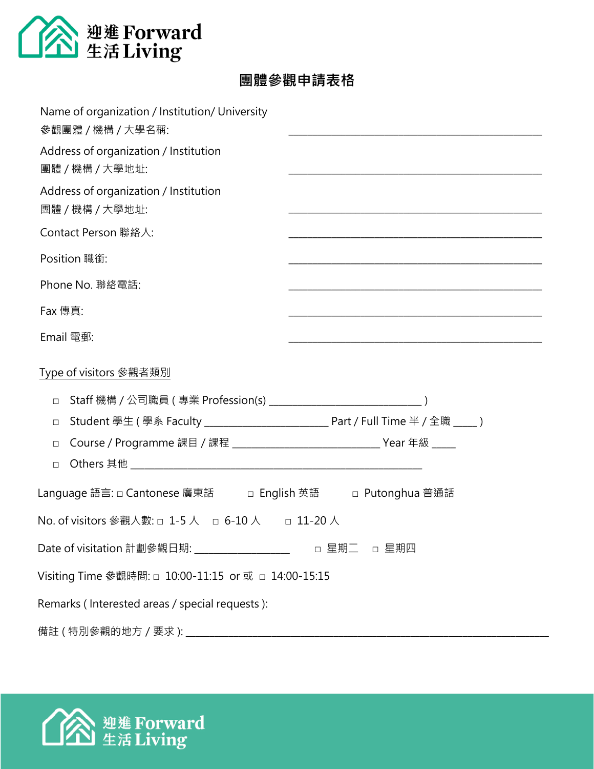迎進 Forward
生活 Living

## 團體參觀申請表格

Name of organization / Institution/ University
參觀團體 / 機構 / 大學名稱: ________________________________________

Address of organization / Institution
團體 / 機構 / 大學地址: ________________________________________

Address of organization / Institution
團體 / 機構 / 大學地址: ________________________________________

Contact Person 聯絡人: ________________________________________

Position 職銜: ________________________________________

Phone No. 聯絡電話: ________________________________________

Fax 傳真: ________________________________________

Email 電郵: ________________________________________

Type of visitors 參觀者類別

- □ Staff 機構 / 公司職員 ( 專業 Profession(s) ____________________________ )
- □ Student 學生 ( 學系 Faculty ______________________ Part / Full Time 半 / 全職 ____ )
- □ Course / Programme 課目 / 課程 ___________________________ Year 年級 ____
- □ Others 其他 _____________________________________________________

Language 語言: □ Cantonese 廣東話 □ English 英語 □ Putonghua 普通話

No. of visitors 參觀人數: □ 1-5 人 □ 6-10 人 □ 11-20 人

Date of visitation 計劃參觀日期: _________________ □ 星期二 □ 星期四

Visiting Time 參觀時間: □ 10:00-11:15 or 或 □ 14:00-15:15

Remarks ( Interested areas / special requests ):

備註 ( 特別參觀的地方 / 要求 ): ____________________________________________________________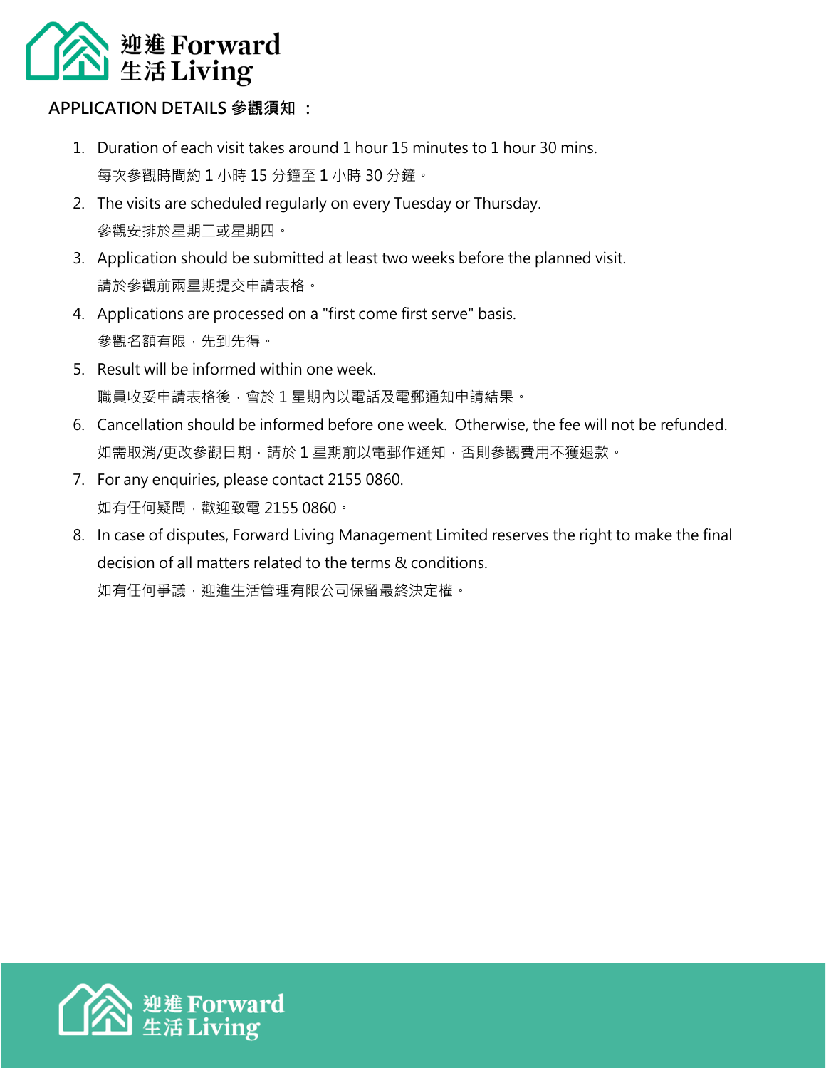## APPLICATION DETAILS 參觀須知 ：

1. Duration of each visit takes around 1 hour 15 minutes to 1 hour 30 mins.
   每次參觀時間約 1 小時 15 分鐘至 1 小時 30 分鐘。
2. The visits are scheduled regularly on every Tuesday or Thursday.
   參觀安排於星期二或星期四。
3. Application should be submitted at least two weeks before the planned visit.
   請於參觀前兩星期提交申請表格。
4. Applications are processed on a "first come first serve" basis.
   參觀名額有限，先到先得。
5. Result will be informed within one week.
   職員收妥申請表格後，會於 1 星期內以電話及電郵通知申請結果。
6. Cancellation should be informed before one week. Otherwise, the fee will not be refunded.
   如需取消/更改參觀日期，請於 1 星期前以電郵作通知，否則參觀費用不獲退款。
7. For any enquiries, please contact 2155 0860.
   如有任何疑問，歡迎致電 2155 0860。
8. In case of disputes, Forward Living Management Limited reserves the right to make the final decision of all matters related to the terms & conditions.
   如有任何爭議，迎進生活管理有限公司保留最終決定權。